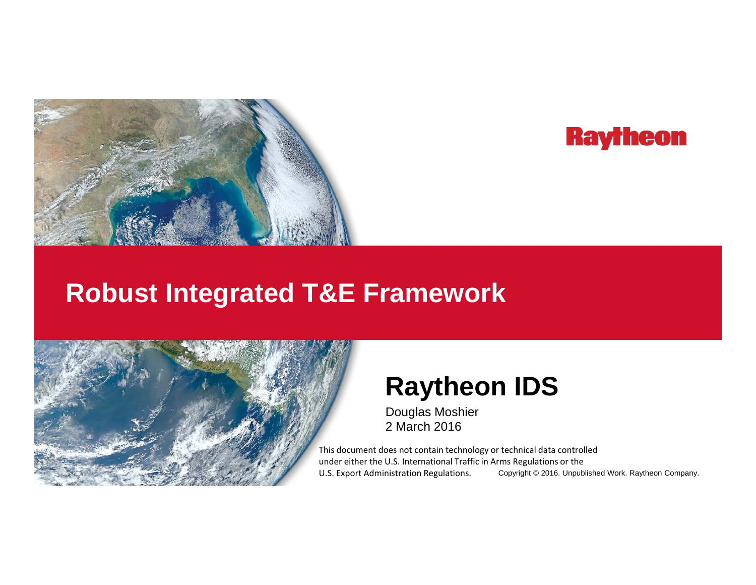Raytheon

# Robust Integrated T&E Framework

## Raytheon IDS

Douglas Moshier
2 March 2016

This document does not contain technology or technical data controlled under either the U.S. International Traffic in Arms Regulations or the U.S. Export Administration Regulations.

Copyright © 2016. Unpublished Work. Raytheon Company.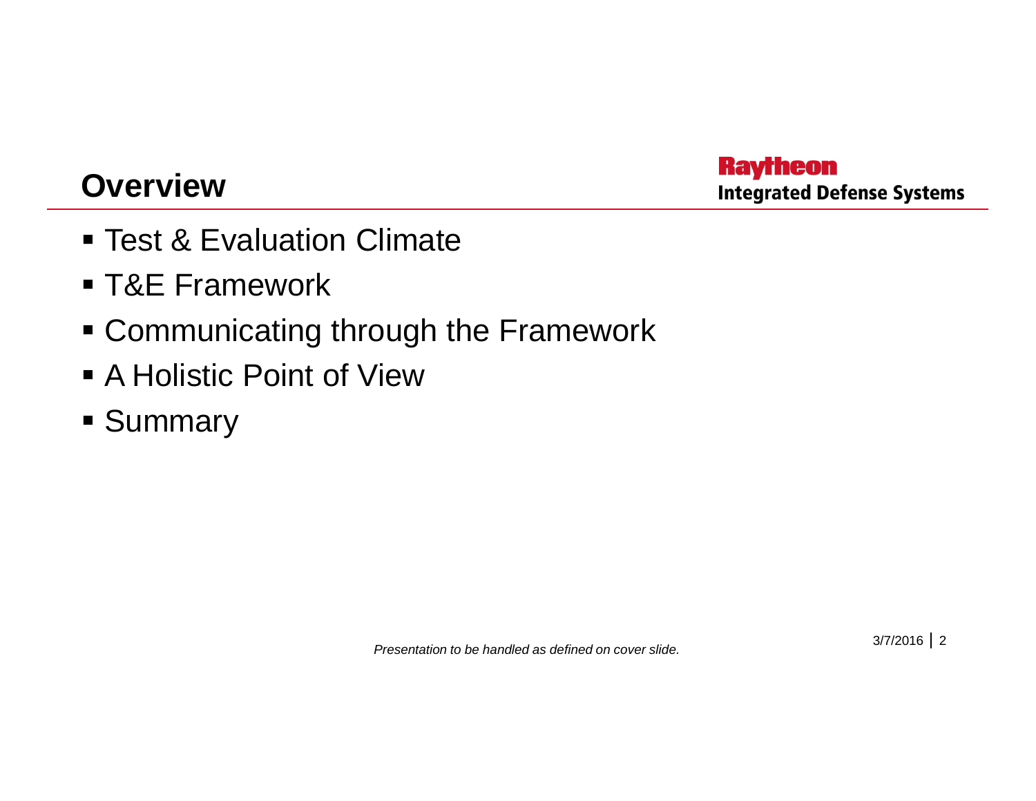# Overview

- Test & Evaluation Climate
- T&E Framework
- Communicating through the Framework
- A Holistic Point of View
- Summary

*Presentation to be handled as defined on cover slide.*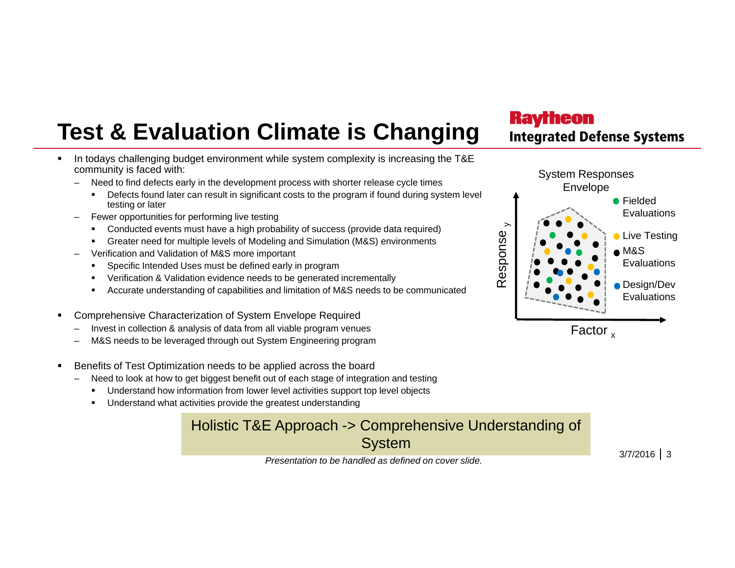# Test & Evaluation Climate is Changing

- In todays challenging budget environment while system complexity is increasing the T&E community is faced with:
  - Need to find defects early in the development process with shorter release cycle times
    - Defects found later can result in significant costs to the program if found during system level testing or later
  - Fewer opportunities for performing live testing
    - Conducted events must have a high probability of success (provide data required)
    - Greater need for multiple levels of Modeling and Simulation (M&S) environments
  - Verification and Validation of M&S more important
    - Specific Intended Uses must be defined early in program
    - Verification & Validation evidence needs to be generated incrementally
    - Accurate understanding of capabilities and limitation of M&S needs to be communicated
- Comprehensive Characterization of System Envelope Required
  - Invest in collection & analysis of data from all viable program venues
  - M&S needs to be leveraged through out System Engineering program
- Benefits of Test Optimization needs to be applied across the board
  - Need to look at how to get biggest benefit out of each stage of integration and testing
    - Understand how information from lower level activities support top level objects
    - Understand what activities provide the greatest understanding

System Responses Envelope

- Fielded Evaluations
- Live Testing
- M&S Evaluations
- Design/Dev Evaluations

Response $_y$

Factor $_x$

**Holistic T&E Approach -> Comprehensive Understanding of System**

*Presentation to be handled as defined on cover slide.*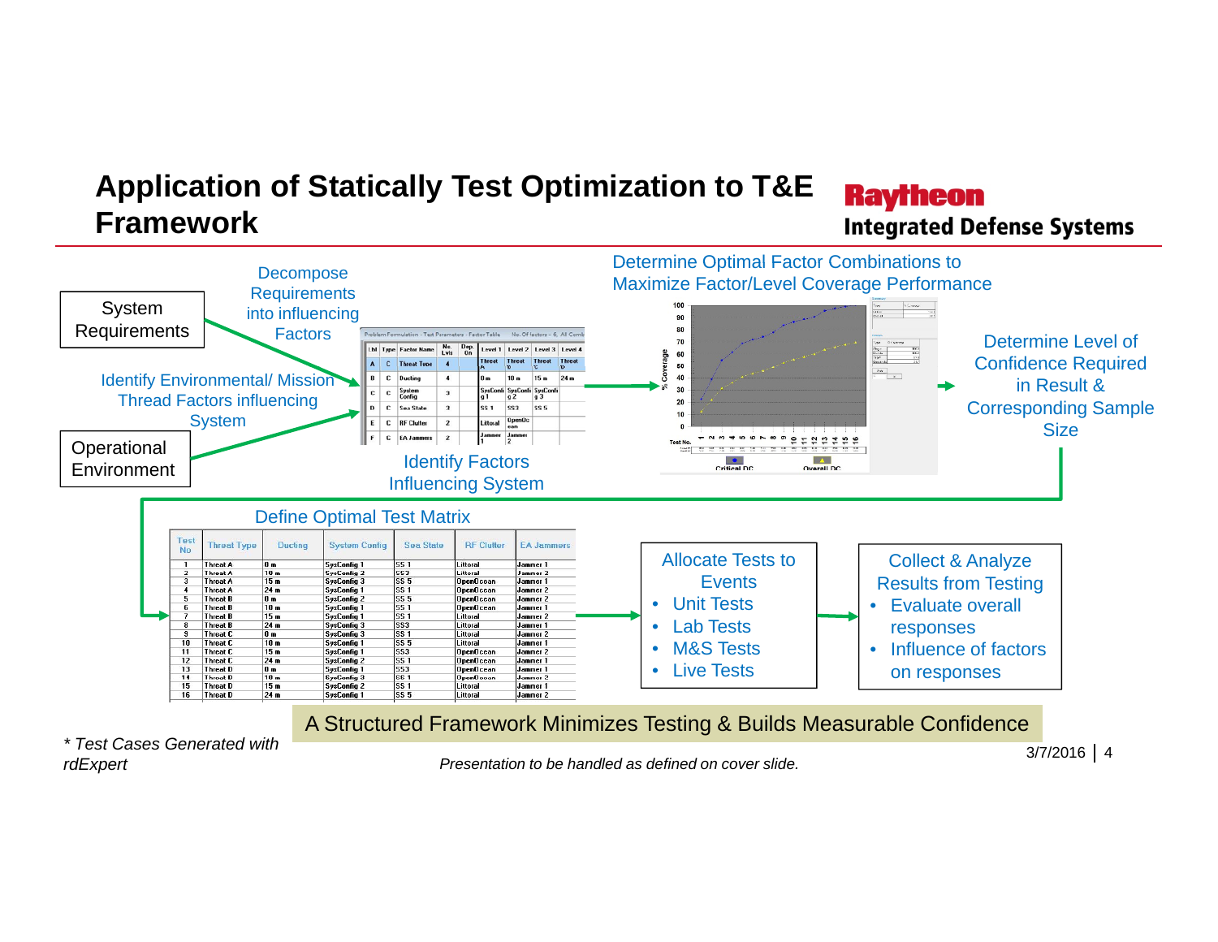# Application of Statically Test Optimization to T&E Framework

**Raytheon**
**Integrated Defense Systems**

System Requirements

Decompose Requirements into influencing Factors

Identify Environmental/ Mission Thread Factors influencing System

Operational Environment

| Lbl | Type | Factor Name | No. Lvls | Dep. On | Level 1 | Level 2 | Level 3 | Level 4 |
|---|---|---|---|---|---|---|---|---|
| A | C | Threat Type | 4 | | Threat A | Threat B | Threat C | Threat D |
| B | C | Ducting | 4 | | 0 m | 10 m | 15 m | 24 m |
| C | C | System Config | 3 | | SysConfig 1 | SysConfig 2 | SysConfig 3 | |
| D | C | Sea State | 3 | | SS 1 | SS3 | SS 5 | |
| E | C | RF Clutter | 2 | | Littoral | OpenOcean | | |
| F | C | EA Jammers | 2 | | Jammer 1 | Jammer 2 | | |

Identify Factors Influencing System

Determine Optimal Factor Combinations to Maximize Factor/Level Coverage Performance

Determine Level of Confidence Required in Result & Corresponding Sample Size

Define Optimal Test Matrix

| Test No | Threat Type | Ducting | System Config | Sea State | RF Clutter | EA Jammers |
|---|---|---|---|---|---|---|
| 1 | Threat A | 0 m | SysConfig 1 | SS 1 | Littoral | Jammer 1 |
| 2 | Threat A | 10 m | SysConfig 2 | SS3 | Littoral | Jammer 2 |
| 3 | Threat A | 15 m | SysConfig 3 | SS 5 | OpenOcean | Jammer 1 |
| 4 | Threat A | 24 m | SysConfig 1 | SS 1 | OpenOcean | Jammer 2 |
| 5 | Threat B | 0 m | SysConfig 2 | SS 5 | OpenOcean | Jammer 2 |
| 6 | Threat B | 10 m | SysConfig 1 | SS 1 | OpenOcean | Jammer 1 |
| 7 | Threat B | 15 m | SysConfig 1 | SS 1 | Littoral | Jammer 2 |
| 8 | Threat B | 24 m | SysConfig 3 | SS3 | Littoral | Jammer 1 |
| 9 | Threat C | 0 m | SysConfig 3 | SS 1 | Littoral | Jammer 2 |
| 10 | Threat C | 10 m | SysConfig 1 | SS 5 | Littoral | Jammer 1 |
| 11 | Threat C | 15 m | SysConfig 1 | SS3 | OpenOcean | Jammer 2 |
| 12 | Threat C | 24 m | SysConfig 2 | SS 1 | OpenOcean | Jammer 1 |
| 13 | Threat D | 0 m | SysConfig 1 | SS3 | OpenOcean | Jammer 1 |
| 14 | Threat D | 10 m | SysConfig 3 | SS 1 | OpenOcean | Jammer 2 |
| 15 | Threat D | 15 m | SysConfig 2 | SS 1 | Littoral | Jammer 1 |
| 16 | Threat D | 24 m | SysConfig 1 | SS 5 | Littoral | Jammer 2 |

Allocate Tests to Events
- Unit Tests
- Lab Tests
- M&S Tests
- Live Tests

Collect & Analyze Results from Testing
- Evaluate overall responses
- Influence of factors on responses

A Structured Framework Minimizes Testing & Builds Measurable Confidence

*\* Test Cases Generated with rdExpert*

*Presentation to be handled as defined on cover slide.*

3/7/2016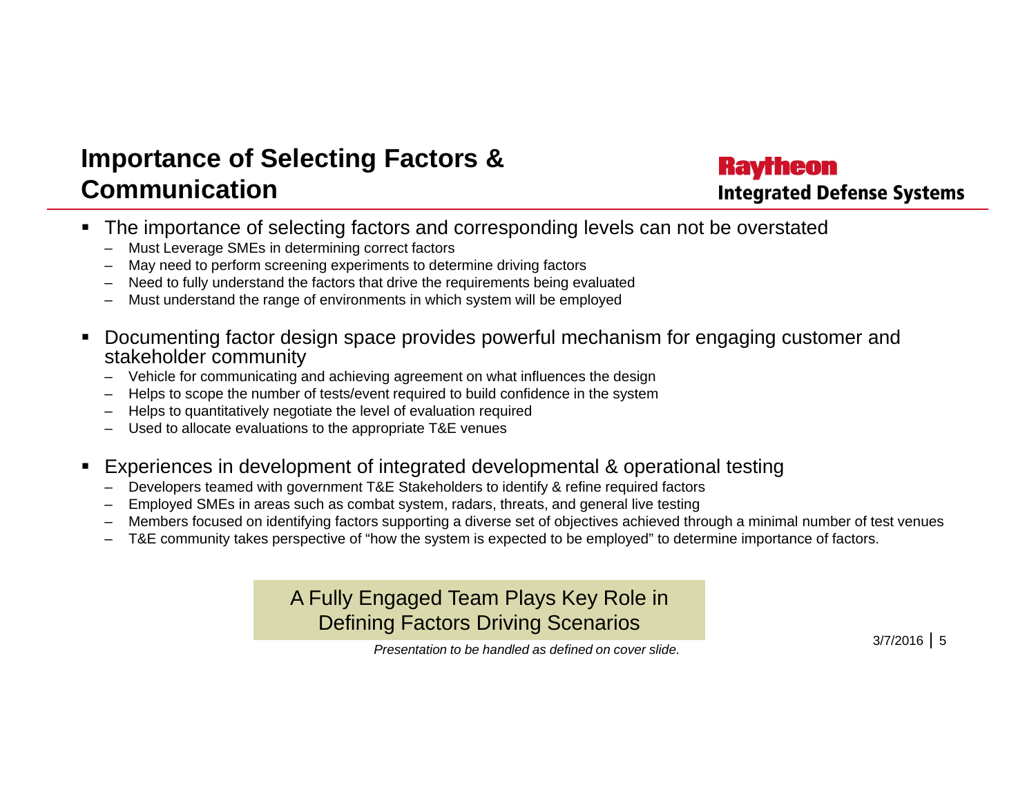# Importance of Selecting Factors & Communication

Raytheon
Integrated Defense Systems

- The importance of selecting factors and corresponding levels can not be overstated
  - Must Leverage SMEs in determining correct factors
  - May need to perform screening experiments to determine driving factors
  - Need to fully understand the factors that drive the requirements being evaluated
  - Must understand the range of environments in which system will be employed
- Documenting factor design space provides powerful mechanism for engaging customer and stakeholder community
  - Vehicle for communicating and achieving agreement on what influences the design
  - Helps to scope the number of tests/event required to build confidence in the system
  - Helps to quantitatively negotiate the level of evaluation required
  - Used to allocate evaluations to the appropriate T&E venues
- Experiences in development of integrated developmental & operational testing
  - Developers teamed with government T&E Stakeholders to identify & refine required factors
  - Employed SMEs in areas such as combat system, radars, threats, and general live testing
  - Members focused on identifying factors supporting a diverse set of objectives achieved through a minimal number of test venues
  - T&E community takes perspective of "how the system is expected to be employed" to determine importance of factors.

A Fully Engaged Team Plays Key Role in Defining Factors Driving Scenarios

*Presentation to be handled as defined on cover slide.*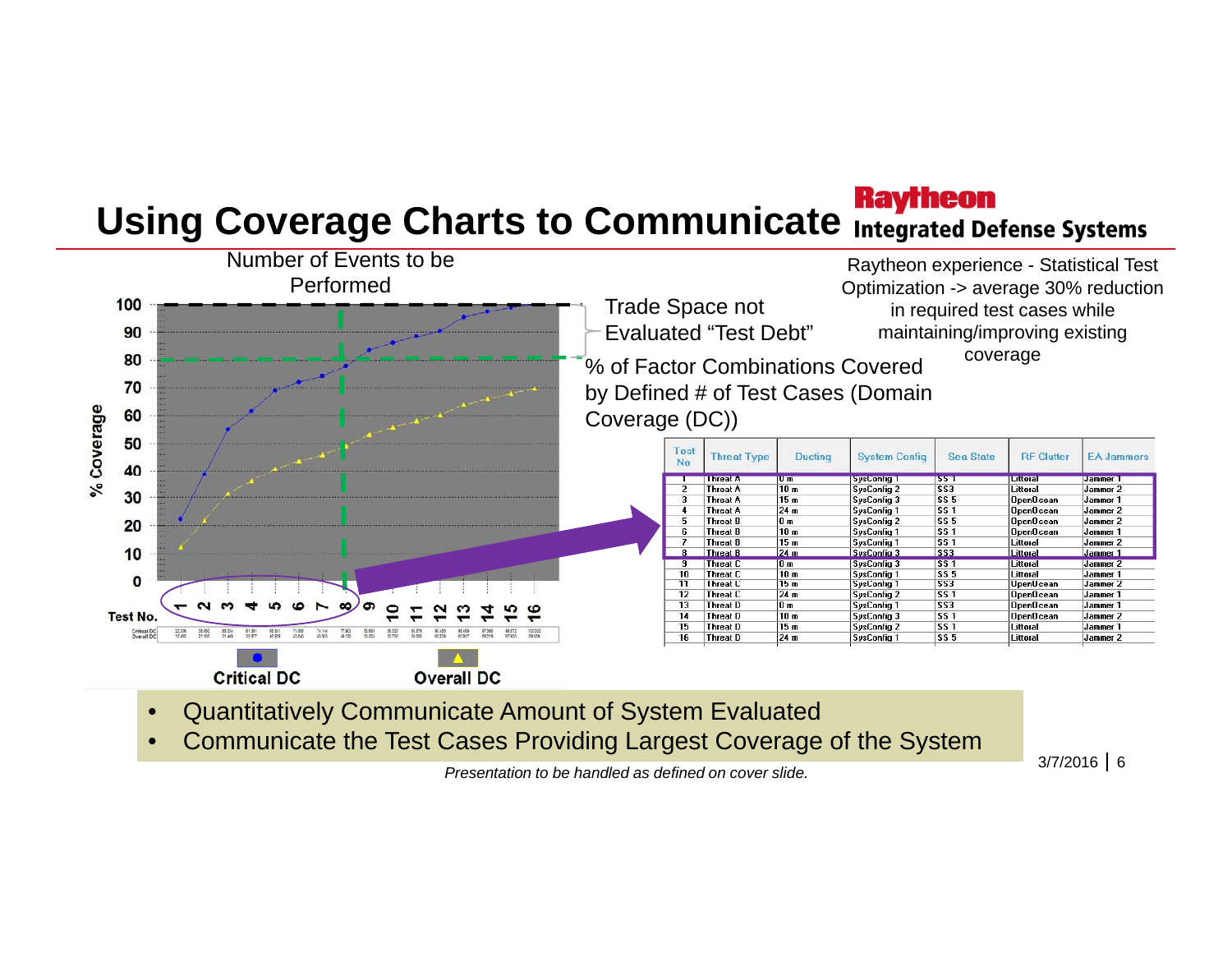# Using Coverage Charts to Communicate

Raytheon Integrated Defense Systems

Number of Events to be Performed

Raytheon experience - Statistical Test Optimization -> average 30% reduction in required test cases while maintaining/improving existing coverage

Trade Space not Evaluated "Test Debt"

% of Factor Combinations Covered by Defined # of Test Cases (Domain Coverage (DC))

| Test No | Threat Type | Ducting | System Config | Sea State | RF Clutter | EA Jammers |
|---|---|---|---|---|---|---|
| 1 | Threat A | 0 m | SysConfig 1 | SS 1 | Littoral | Jammer 1 |
| 2 | Threat A | 10 m | SysConfig 2 | SS3 | Littoral | Jammer 2 |
| 3 | Threat A | 15 m | SysConfig 3 | SS 5 | OpenOcean | Jammer 1 |
| 4 | Threat A | 24 m | SysConfig 1 | SS 1 | OpenOcean | Jammer 2 |
| 5 | Threat B | 0 m | SysConfig 2 | SS 5 | OpenOcean | Jammer 2 |
| 6 | Threat B | 10 m | SysConfig 1 | SS 1 | OpenOcean | Jammer 1 |
| 7 | Threat B | 15 m | SysConfig 1 | SS 1 | Littoral | Jammer 2 |
| 8 | Threat B | 24 m | SysConfig 3 | SS3 | Littoral | Jammer 1 |
| 9 | Threat C | 0 m | SysConfig 3 | SS 1 | Littoral | Jammer 2 |
| 10 | Threat C | 10 m | SysConfig 1 | SS 5 | Littoral | Jammer 1 |
| 11 | Threat C | 15 m | SysConfig 1 | SS3 | OpenOcean | Jammer 2 |
| 12 | Threat C | 24 m | SysConfig 2 | SS 1 | OpenOcean | Jammer 1 |
| 13 | Threat D | 0 m | SysConfig 1 | SS3 | OpenOcean | Jammer 1 |
| 14 | Threat D | 10 m | SysConfig 3 | SS 1 | OpenOcean | Jammer 2 |
| 15 | Threat D | 15 m | SysConfig 2 | SS 1 | Littoral | Jammer 1 |
| 16 | Threat D | 24 m | SysConfig 1 | SS 5 | Littoral | Jammer 2 |

- Quantitatively Communicate Amount of System Evaluated
- Communicate the Test Cases Providing Largest Coverage of the System

*Presentation to be handled as defined on cover slide.*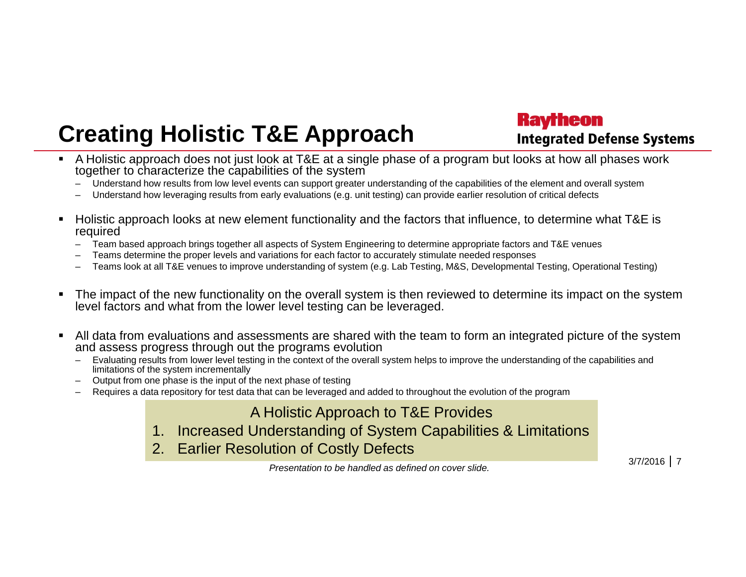# Creating Holistic T&E Approach

Raytheon
Integrated Defense Systems

- A Holistic approach does not just look at T&E at a single phase of a program but looks at how all phases work together to characterize the capabilities of the system
  - Understand how results from low level events can support greater understanding of the capabilities of the element and overall system
  - Understand how leveraging results from early evaluations (e.g. unit testing) can provide earlier resolution of critical defects
- Holistic approach looks at new element functionality and the factors that influence, to determine what T&E is required
  - Team based approach brings together all aspects of System Engineering to determine appropriate factors and T&E venues
  - Teams determine the proper levels and variations for each factor to accurately stimulate needed responses
  - Teams look at all T&E venues to improve understanding of system (e.g. Lab Testing, M&S, Developmental Testing, Operational Testing)
- The impact of the new functionality on the overall system is then reviewed to determine its impact on the system level factors and what from the lower level testing can be leveraged.
- All data from evaluations and assessments are shared with the team to form an integrated picture of the system and assess progress through out the programs evolution
  - Evaluating results from lower level testing in the context of the overall system helps to improve the understanding of the capabilities and limitations of the system incrementally
  - Output from one phase is the input of the next phase of testing
  - Requires a data repository for test data that can be leveraged and added to throughout the evolution of the program

A Holistic Approach to T&E Provides

1. Increased Understanding of System Capabilities & Limitations
2. Earlier Resolution of Costly Defects

*Presentation to be handled as defined on cover slide.*

3/7/2016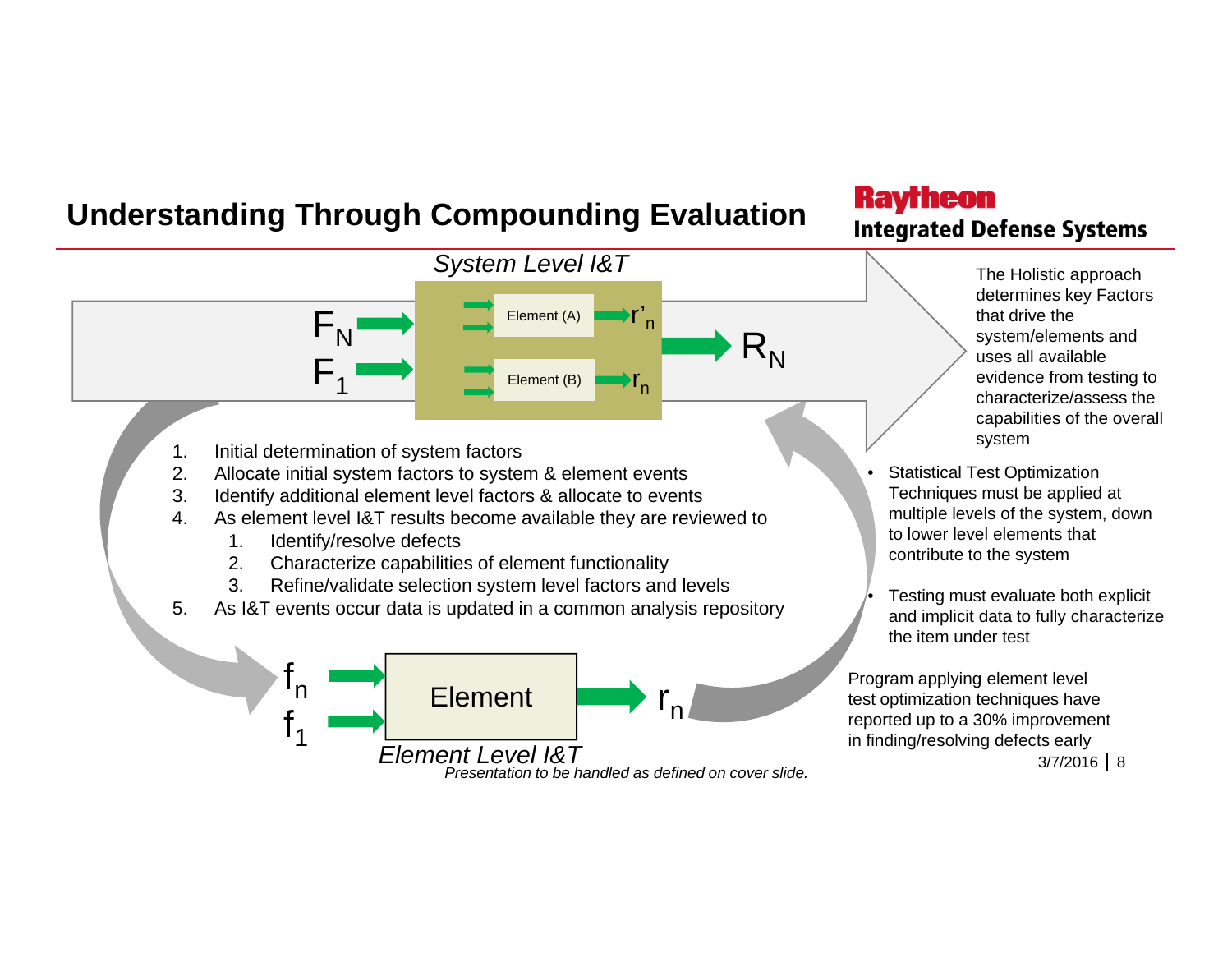# Understanding Through Compounding Evaluation

Raytheon
Integrated Defense Systems

*System Level I&T*

$F_N$ → Element (A) → $r'_n$

$F_1$ → Element (B) → $r_n$

→ $R_N$

The Holistic approach determines key Factors that drive the system/elements and uses all available evidence from testing to characterize/assess the capabilities of the overall system

1. Initial determination of system factors
2. Allocate initial system factors to system & element events
3. Identify additional element level factors & allocate to events
4. As element level I&T results become available they are reviewed to
   1. Identify/resolve defects
   2. Characterize capabilities of element functionality
   3. Refine/validate selection system level factors and levels
5. As I&T events occur data is updated in a common analysis repository

- Statistical Test Optimization Techniques must be applied at multiple levels of the system, down to lower level elements that contribute to the system
- Testing must evaluate both explicit and implicit data to fully characterize the item under test

$f_n$, $f_1$ → Element → $r_n$

*Element Level I&T*

Program applying element level test optimization techniques have reported up to a 30% improvement in finding/resolving defects early

*Presentation to be handled as defined on cover slide.*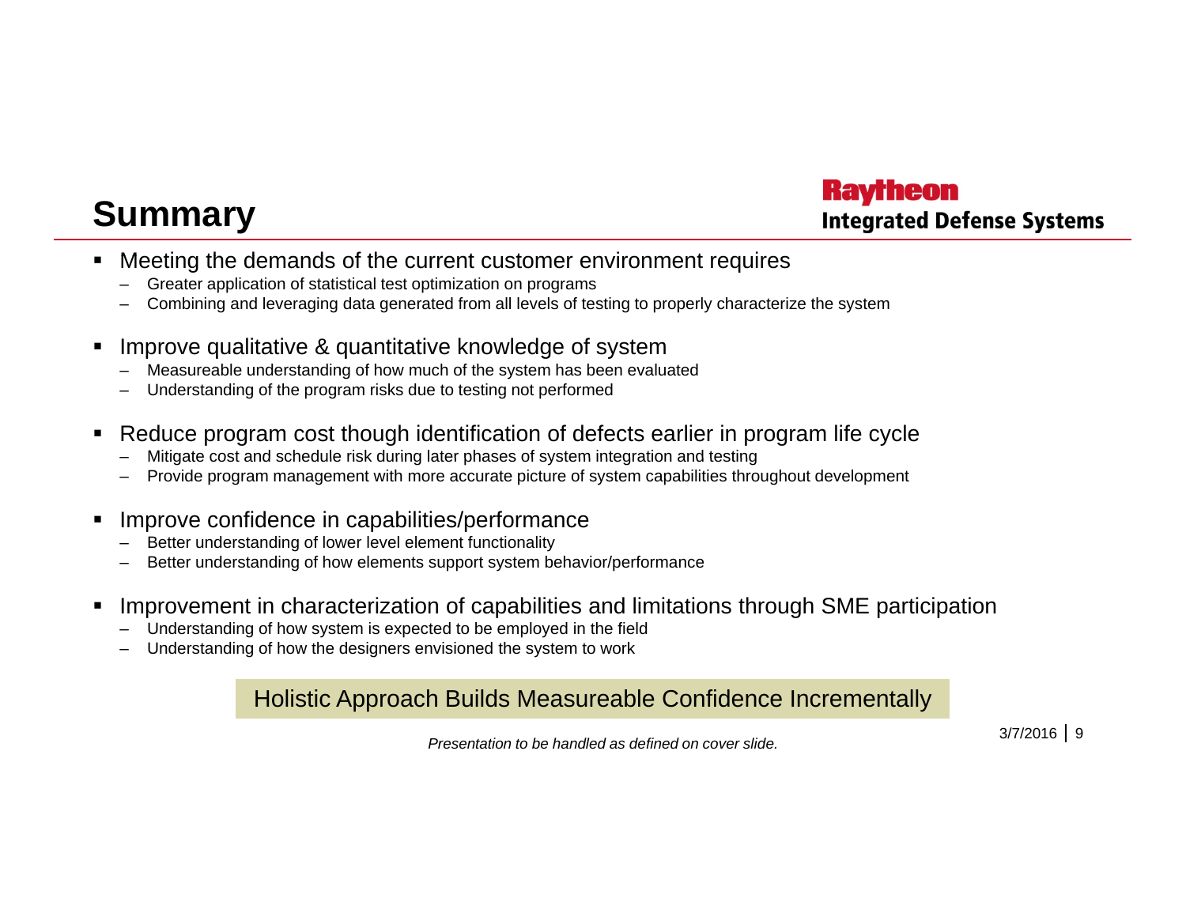# Summary

- Meeting the demands of the current customer environment requires
  - Greater application of statistical test optimization on programs
  - Combining and leveraging data generated from all levels of testing to properly characterize the system
- Improve qualitative & quantitative knowledge of system
  - Measureable understanding of how much of the system has been evaluated
  - Understanding of the program risks due to testing not performed
- Reduce program cost though identification of defects earlier in program life cycle
  - Mitigate cost and schedule risk during later phases of system integration and testing
  - Provide program management with more accurate picture of system capabilities throughout development
- Improve confidence in capabilities/performance
  - Better understanding of lower level element functionality
  - Better understanding of how elements support system behavior/performance
- Improvement in characterization of capabilities and limitations through SME participation
  - Understanding of how system is expected to be employed in the field
  - Understanding of how the designers envisioned the system to work

**Holistic Approach Builds Measureable Confidence Incrementally**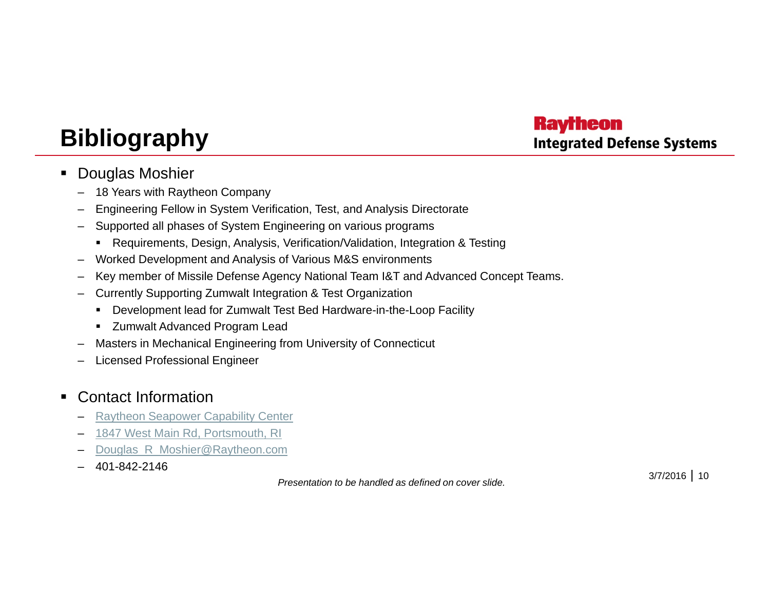# Bibliography

Raytheon
Integrated Defense Systems

- Douglas Moshier
  - 18 Years with Raytheon Company
  - Engineering Fellow in System Verification, Test, and Analysis Directorate
  - Supported all phases of System Engineering on various programs
    - Requirements, Design, Analysis, Verification/Validation, Integration & Testing
  - Worked Development and Analysis of Various M&S environments
  - Key member of Missile Defense Agency National Team I&T and Advanced Concept Teams.
  - Currently Supporting Zumwalt Integration & Test Organization
    - Development lead for Zumwalt Test Bed Hardware-in-the-Loop Facility
    - Zumwalt Advanced Program Lead
  - Masters in Mechanical Engineering from University of Connecticut
  - Licensed Professional Engineer

- Contact Information
  - Raytheon Seapower Capability Center
  - 1847 West Main Rd, Portsmouth, RI
  - Douglas_R_Moshier@Raytheon.com
  - 401-842-2146

*Presentation to be handled as defined on cover slide.*

3/7/2016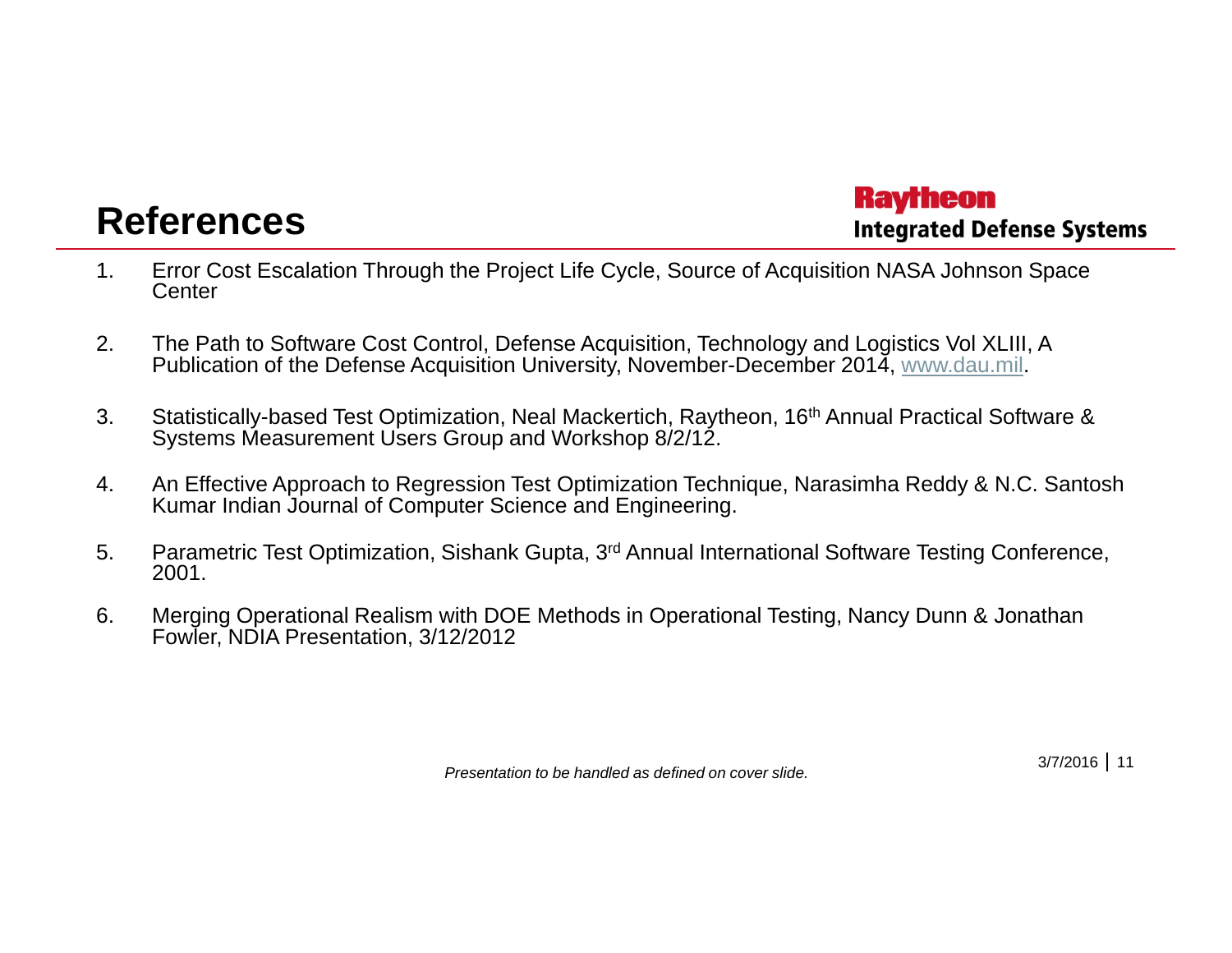# References

**Raytheon**
**Integrated Defense Systems**

1. Error Cost Escalation Through the Project Life Cycle, Source of Acquisition NASA Johnson Space Center

2. The Path to Software Cost Control, Defense Acquisition, Technology and Logistics Vol XLIII, A Publication of the Defense Acquisition University, November-December 2014, www.dau.mil.

3. Statistically-based Test Optimization, Neal Mackertich, Raytheon, 16th Annual Practical Software & Systems Measurement Users Group and Workshop 8/2/12.

4. An Effective Approach to Regression Test Optimization Technique, Narasimha Reddy & N.C. Santosh Kumar Indian Journal of Computer Science and Engineering.

5. Parametric Test Optimization, Sishank Gupta, 3rd Annual International Software Testing Conference, 2001.

6. Merging Operational Realism with DOE Methods in Operational Testing, Nancy Dunn & Jonathan Fowler, NDIA Presentation, 3/12/2012

*Presentation to be handled as defined on cover slide.*